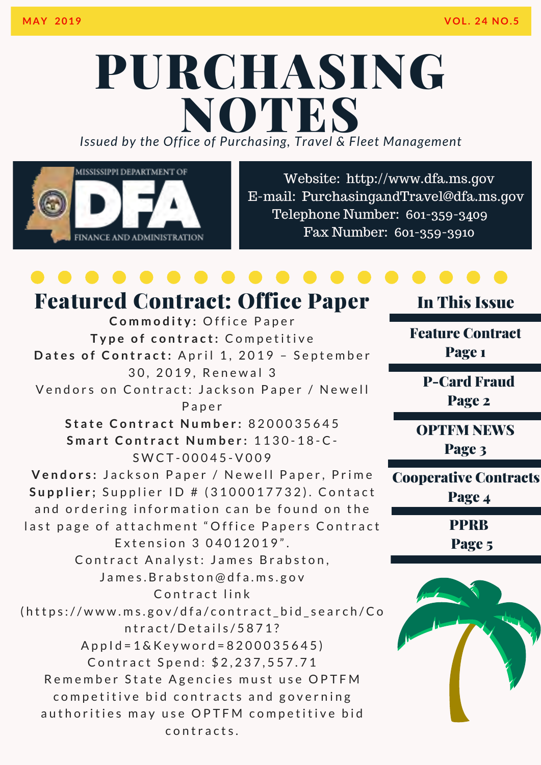MAY 2019 VOL. 24 NO.5

# PURCHASING NOTES

*Issued by the Office of Purchasing, Travel & Fleet Management*

MISSISSIPPI DEPARTMENT OF DFA FINANCE AND ADMINISTRATION

Website: http://www.dfa.ms.gov
E-mail: PurchasingandTravel@dfa.ms.gov
Telephone Number: 601-359-3409
Fax Number: 601-359-3910

## Featured Contract: Office Paper

**Commodity:** Office Paper

**Type of contract:** Competitive

**Dates of Contract:** April 1, 2019 – September 30, 2019, Renewal 3

Vendors on Contract: Jackson Paper / Newell Paper

**State Contract Number:** 8200035645

**Smart Contract Number:** 1130-18-C-SWCT-00045-V009

**Vendors:** Jackson Paper / Newell Paper, Prime **Supplier;** Supplier ID # (3100017732). Contact and ordering information can be found on the last page of attachment "Office Papers Contract Extension 3 04012019".

Contract Analyst: James Brabston, James.Brabston@dfa.ms.gov

Contract link (https://www.ms.gov/dfa/contract_bid_search/Contract/Details/5871?AppId=1&Keyword=8200035645)

Contract Spend: $2,237,557.71

Remember State Agencies must use OPTFM competitive bid contracts and governing authorities may use OPTFM competitive bid contracts.

## In This Issue

- Feature Contract Page 1
- P-Card Fraud Page 2
- OPTFM NEWS Page 3
- Cooperative Contracts Page 4
- PPRB Page 5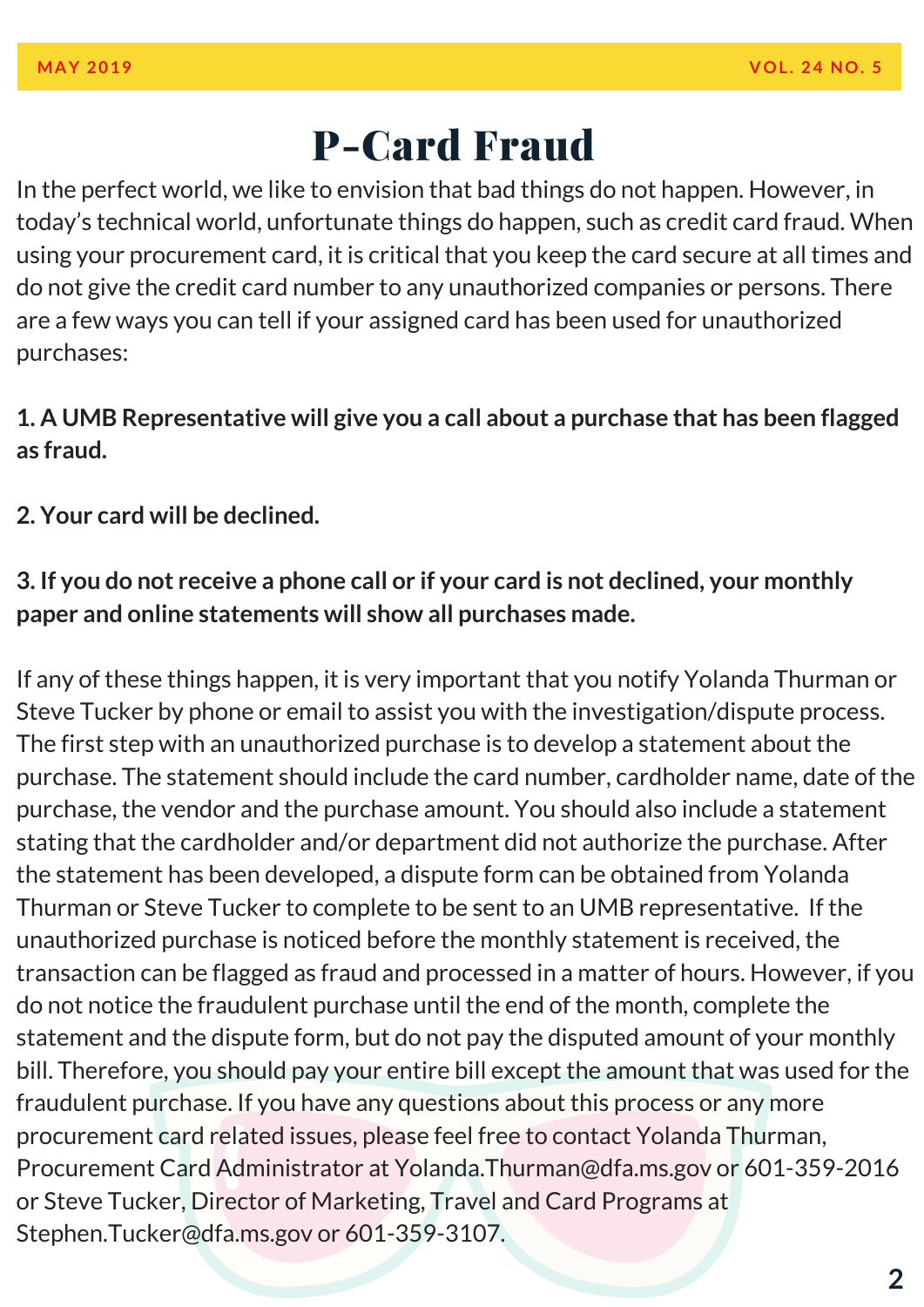# P-Card Fraud

In the perfect world, we like to envision that bad things do not happen. However, in today's technical world, unfortunate things do happen, such as credit card fraud. When using your procurement card, it is critical that you keep the card secure at all times and do not give the credit card number to any unauthorized companies or persons. There are a few ways you can tell if your assigned card has been used for unauthorized purchases:

**1. A UMB Representative will give you a call about a purchase that has been flagged as fraud.**

**2. Your card will be declined.**

**3. If you do not receive a phone call or if your card is not declined, your monthly paper and online statements will show all purchases made.**

If any of these things happen, it is very important that you notify Yolanda Thurman or Steve Tucker by phone or email to assist you with the investigation/dispute process. The first step with an unauthorized purchase is to develop a statement about the purchase. The statement should include the card number, cardholder name, date of the purchase, the vendor and the purchase amount. You should also include a statement stating that the cardholder and/or department did not authorize the purchase. After the statement has been developed, a dispute form can be obtained from Yolanda Thurman or Steve Tucker to complete to be sent to an UMB representative. If the unauthorized purchase is noticed before the monthly statement is received, the transaction can be flagged as fraud and processed in a matter of hours. However, if you do not notice the fraudulent purchase until the end of the month, complete the statement and the dispute form, but do not pay the disputed amount of your monthly bill. Therefore, you should pay your entire bill except the amount that was used for the fraudulent purchase. If you have any questions about this process or any more procurement card related issues, please feel free to contact Yolanda Thurman, Procurement Card Administrator at Yolanda.Thurman@dfa.ms.gov or 601-359-2016 or Steve Tucker, Director of Marketing, Travel and Card Programs at Stephen.Tucker@dfa.ms.gov or 601-359-3107.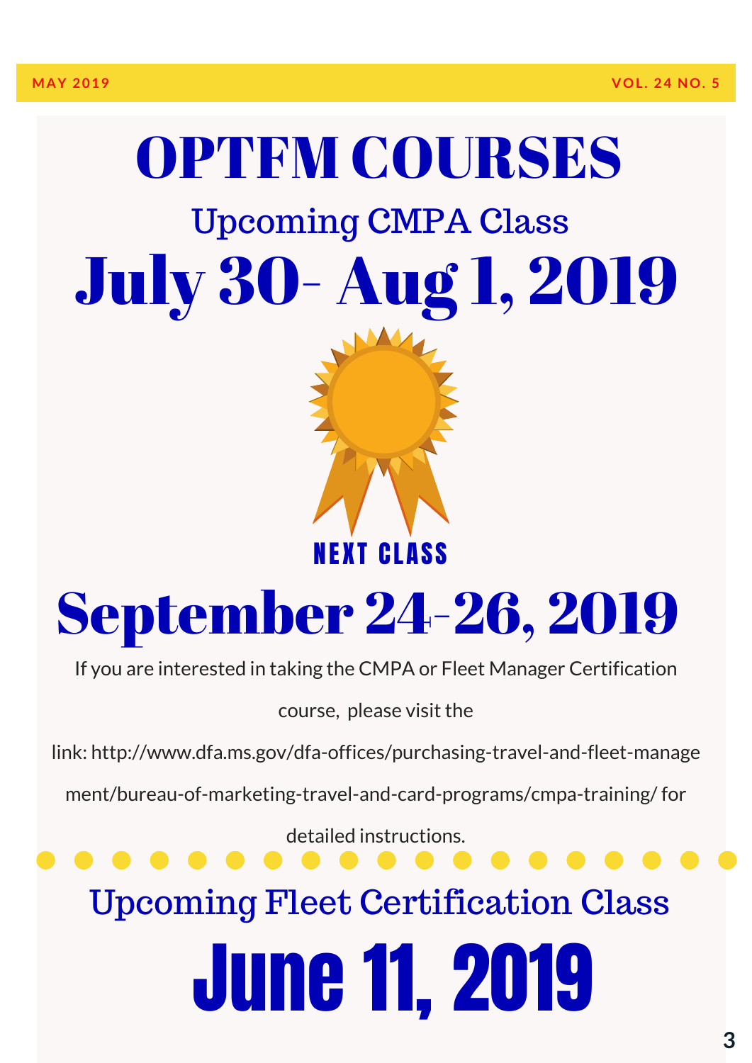# OPTFM COURSES

## Upcoming CMPA Class

# July 30- Aug 1, 2019

**NEXT CLASS**

# September 24-26, 2019

If you are interested in taking the CMPA or Fleet Manager Certification course, please visit the link: http://www.dfa.ms.gov/dfa-offices/purchasing-travel-and-fleet-management/bureau-of-marketing-travel-and-card-programs/cmpa-training/ for detailed instructions.

## Upcoming Fleet Certification Class

# June 11, 2019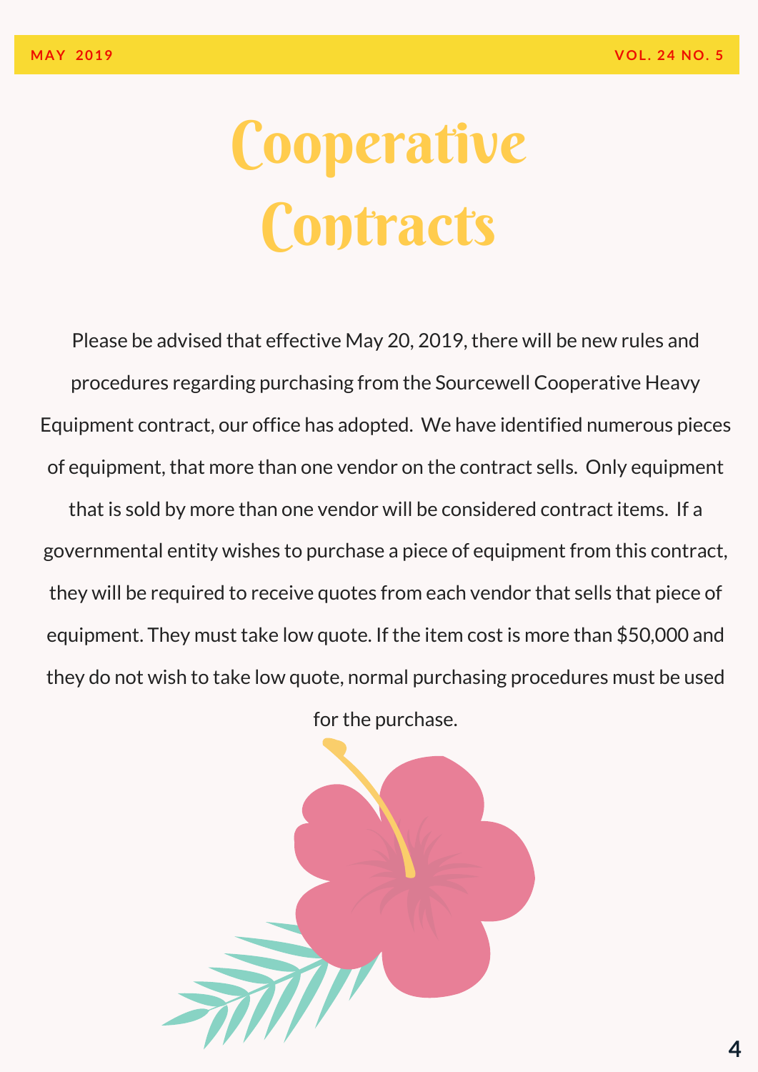# Cooperative Contracts

Please be advised that effective May 20, 2019, there will be new rules and procedures regarding purchasing from the Sourcewell Cooperative Heavy Equipment contract, our office has adopted. We have identified numerous pieces of equipment, that more than one vendor on the contract sells. Only equipment that is sold by more than one vendor will be considered contract items. If a governmental entity wishes to purchase a piece of equipment from this contract, they will be required to receive quotes from each vendor that sells that piece of equipment. They must take low quote. If the item cost is more than $50,000 and they do not wish to take low quote, normal purchasing procedures must be used for the purchase.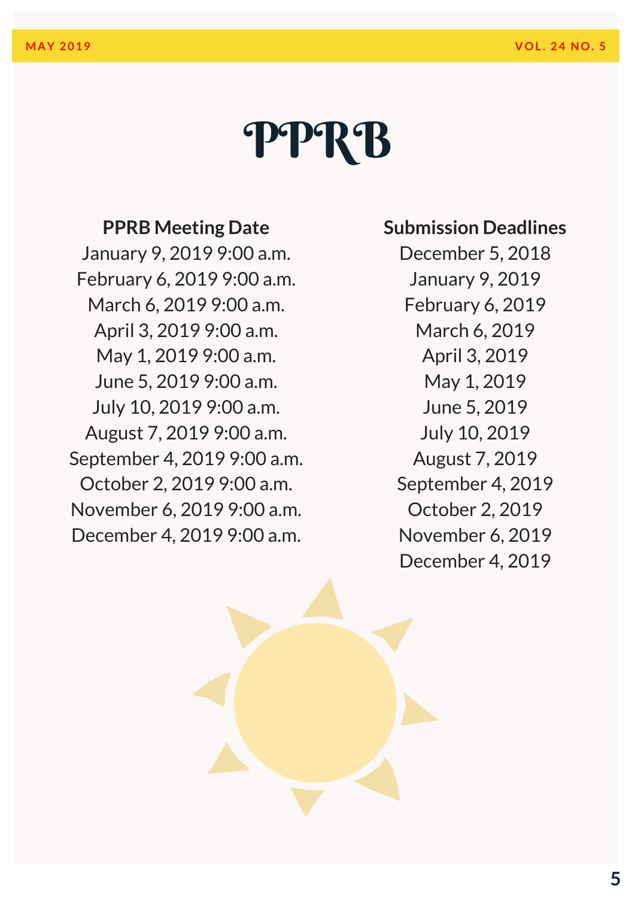# PPRB

| PPRB Meeting Date | Submission Deadlines |
| --- | --- |
| January 9, 2019 9:00 a.m. | December 5, 2018 |
| February 6, 2019 9:00 a.m. | January 9, 2019 |
| March 6, 2019 9:00 a.m. | February 6, 2019 |
| April 3, 2019 9:00 a.m. | March 6, 2019 |
| May 1, 2019 9:00 a.m. | April 3, 2019 |
| June 5, 2019 9:00 a.m. | May 1, 2019 |
| July 10, 2019 9:00 a.m. | June 5, 2019 |
| August 7, 2019 9:00 a.m. | July 10, 2019 |
| September 4, 2019 9:00 a.m. | August 7, 2019 |
| October 2, 2019 9:00 a.m. | September 4, 2019 |
| November 6, 2019 9:00 a.m. | October 2, 2019 |
| December 4, 2019 9:00 a.m. | November 6, 2019 |
| | December 4, 2019 |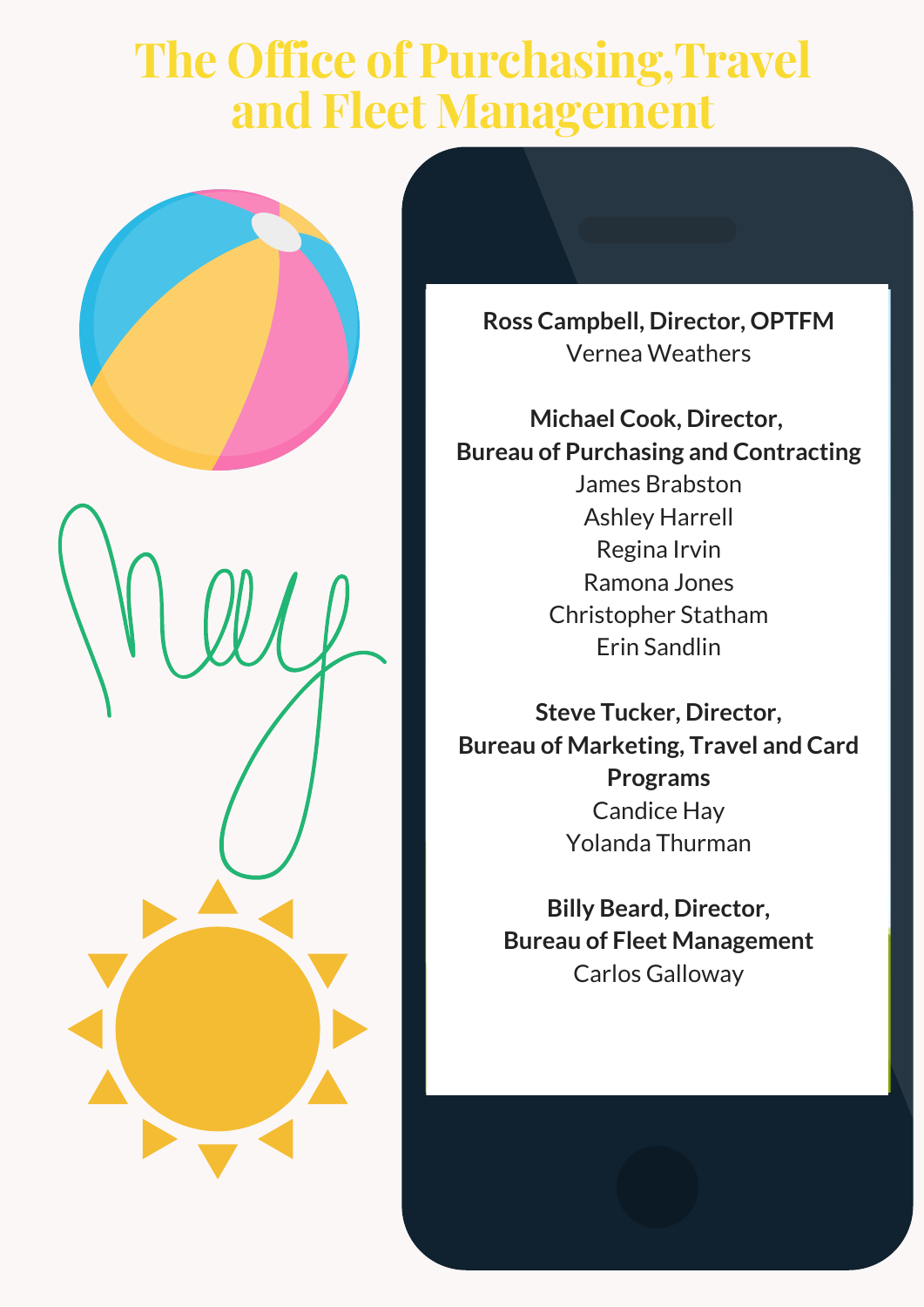# The Office of Purchasing,Travel and Fleet Management

May

**Ross Campbell, Director, OPTFM**
Vernea Weathers

**Michael Cook, Director,**
**Bureau of Purchasing and Contracting**
James Brabston
Ashley Harrell
Regina Irvin
Ramona Jones
Christopher Statham
Erin Sandlin

**Steve Tucker, Director,**
**Bureau of Marketing, Travel and Card Programs**
Candice Hay
Yolanda Thurman

**Billy Beard, Director,**
**Bureau of Fleet Management**
Carlos Galloway